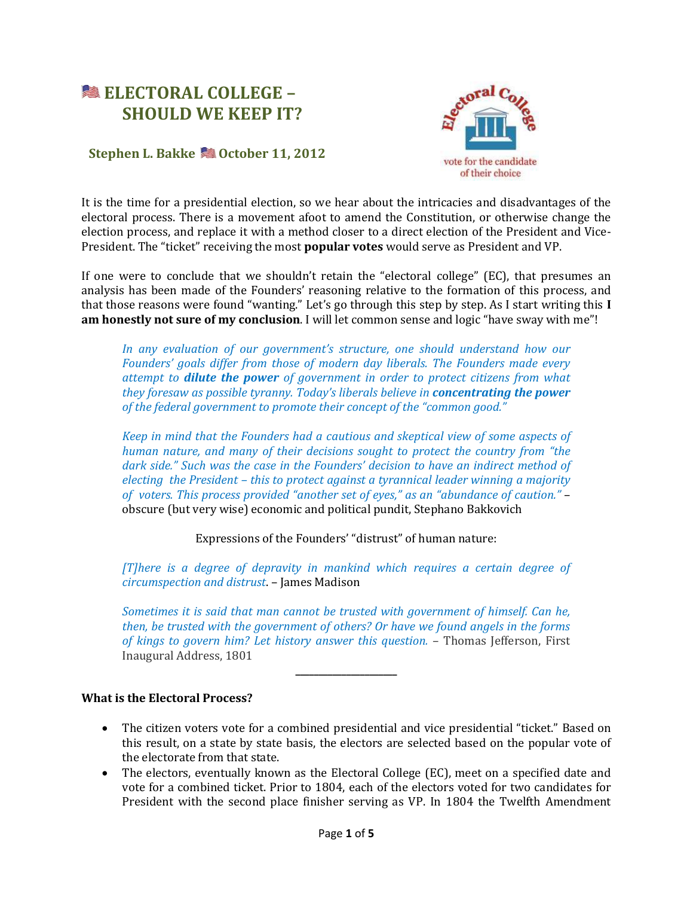# 🇺🇸 ELECTORAL COLLEGE – SHOULD WE KEEP IT?

**Stephen L. Bakke 🇺🇸 October 11, 2012**

It is the time for a presidential election, so we hear about the intricacies and disadvantages of the electoral process. There is a movement afoot to amend the Constitution, or otherwise change the election process, and replace it with a method closer to a direct election of the President and Vice-President. The "ticket" receiving the most **popular votes** would serve as President and VP.

If one were to conclude that we shouldn't retain the "electoral college" (EC), that presumes an analysis has been made of the Founders' reasoning relative to the formation of this process, and that those reasons were found "wanting." Let's go through this step by step. As I start writing this **I am honestly not sure of my conclusion**. I will let common sense and logic "have sway with me"!

> *In any evaluation of our government's structure, one should understand how our Founders' goals differ from those of modern day liberals. The Founders made every attempt to* ***dilute the power*** *of government in order to protect citizens from what they foresaw as possible tyranny. Today's liberals believe in* ***concentrating the power*** *of the federal government to promote their concept of the "common good."*
>
> *Keep in mind that the Founders had a cautious and skeptical view of some aspects of human nature, and many of their decisions sought to protect the country from "the dark side." Such was the case in the Founders' decision to have an indirect method of electing the President – this to protect against a tyrannical leader winning a majority of voters. This process provided "another set of eyes," as an "abundance of caution."* – obscure (but very wise) economic and political pundit, Stephano Bakkovich
>
> Expressions of the Founders' "distrust" of human nature:
>
> *[T]here is a degree of depravity in mankind which requires a certain degree of circumspection and distrust*. – James Madison
>
> *Sometimes it is said that man cannot be trusted with government of himself. Can he, then, be trusted with the government of others? Or have we found angels in the forms of kings to govern him? Let history answer this question.* – Thomas Jefferson, First Inaugural Address, 1801

---

**What is the Electoral Process?**

- The citizen voters vote for a combined presidential and vice presidential "ticket." Based on this result, on a state by state basis, the electors are selected based on the popular vote of the electorate from that state.
- The electors, eventually known as the Electoral College (EC), meet on a specified date and vote for a combined ticket. Prior to 1804, each of the electors voted for two candidates for President with the second place finisher serving as VP. In 1804 the Twelfth Amendment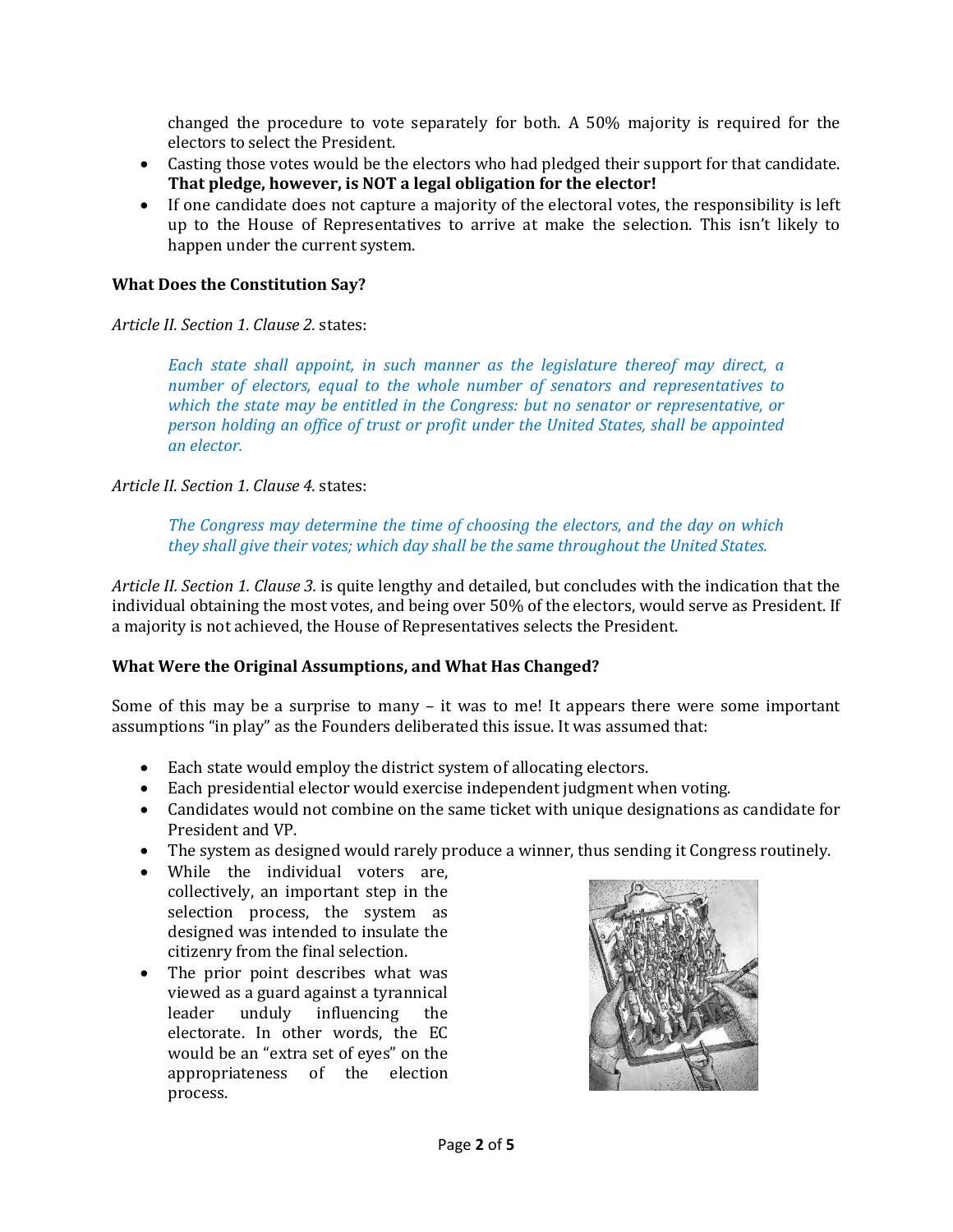changed the procedure to vote separately for both. A 50% majority is required for the electors to select the President.

- Casting those votes would be the electors who had pledged their support for that candidate. **That pledge, however, is NOT a legal obligation for the elector!**
- If one candidate does not capture a majority of the electoral votes, the responsibility is left up to the House of Representatives to arrive at make the selection. This isn't likely to happen under the current system.

**What Does the Constitution Say?**

*Article II. Section 1. Clause 2.* states:

> *Each state shall appoint, in such manner as the legislature thereof may direct, a number of electors, equal to the whole number of senators and representatives to which the state may be entitled in the Congress: but no senator or representative, or person holding an office of trust or profit under the United States, shall be appointed an elector.*

*Article II. Section 1. Clause 4.* states:

> *The Congress may determine the time of choosing the electors, and the day on which they shall give their votes; which day shall be the same throughout the United States.*

*Article II. Section 1. Clause 3.* is quite lengthy and detailed, but concludes with the indication that the individual obtaining the most votes, and being over 50% of the electors, would serve as President. If a majority is not achieved, the House of Representatives selects the President.

**What Were the Original Assumptions, and What Has Changed?**

Some of this may be a surprise to many – it was to me! It appears there were some important assumptions "in play" as the Founders deliberated this issue. It was assumed that:

- Each state would employ the district system of allocating electors.
- Each presidential elector would exercise independent judgment when voting.
- Candidates would not combine on the same ticket with unique designations as candidate for President and VP.
- The system as designed would rarely produce a winner, thus sending it Congress routinely.
- While the individual voters are, collectively, an important step in the selection process, the system as designed was intended to insulate the citizenry from the final selection.
- The prior point describes what was viewed as a guard against a tyrannical leader unduly influencing the electorate. In other words, the EC would be an "extra set of eyes" on the appropriateness of the election process.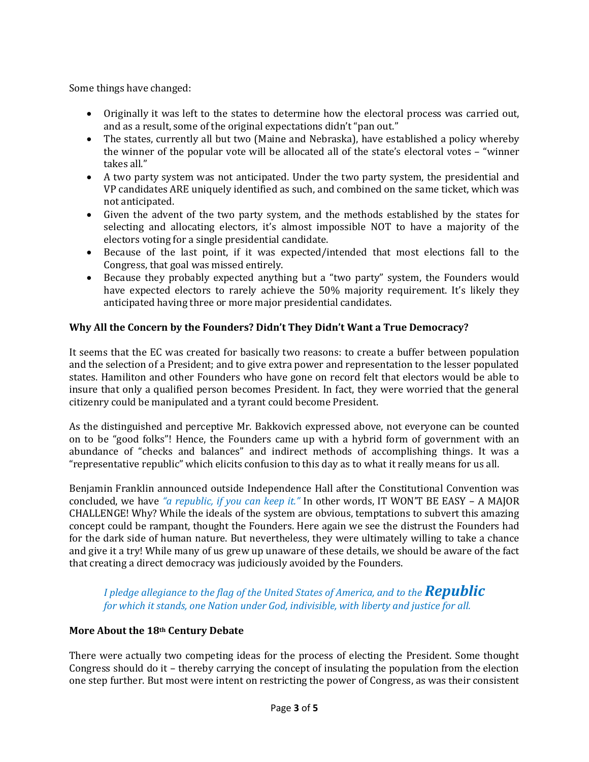Some things have changed:

- Originally it was left to the states to determine how the electoral process was carried out, and as a result, some of the original expectations didn't "pan out."
- The states, currently all but two (Maine and Nebraska), have established a policy whereby the winner of the popular vote will be allocated all of the state's electoral votes – "winner takes all."
- A two party system was not anticipated. Under the two party system, the presidential and VP candidates ARE uniquely identified as such, and combined on the same ticket, which was not anticipated.
- Given the advent of the two party system, and the methods established by the states for selecting and allocating electors, it's almost impossible NOT to have a majority of the electors voting for a single presidential candidate.
- Because of the last point, if it was expected/intended that most elections fall to the Congress, that goal was missed entirely.
- Because they probably expected anything but a "two party" system, the Founders would have expected electors to rarely achieve the 50% majority requirement. It's likely they anticipated having three or more major presidential candidates.

**Why All the Concern by the Founders? Didn't They Didn't Want a True Democracy?**

It seems that the EC was created for basically two reasons: to create a buffer between population and the selection of a President; and to give extra power and representation to the lesser populated states. Hamiliton and other Founders who have gone on record felt that electors would be able to insure that only a qualified person becomes President. In fact, they were worried that the general citizenry could be manipulated and a tyrant could become President.

As the distinguished and perceptive Mr. Bakkovich expressed above, not everyone can be counted on to be "good folks"! Hence, the Founders came up with a hybrid form of government with an abundance of "checks and balances" and indirect methods of accomplishing things. It was a "representative republic" which elicits confusion to this day as to what it really means for us all.

Benjamin Franklin announced outside Independence Hall after the Constitutional Convention was concluded, we have *"a republic, if you can keep it."* In other words, IT WON'T BE EASY – A MAJOR CHALLENGE! Why? While the ideals of the system are obvious, temptations to subvert this amazing concept could be rampant, thought the Founders. Here again we see the distrust the Founders had for the dark side of human nature. But nevertheless, they were ultimately willing to take a chance and give it a try! While many of us grew up unaware of these details, we should be aware of the fact that creating a direct democracy was judiciously avoided by the Founders.

> *I pledge allegiance to the flag of the United States of America, and to the* ***Republic*** *for which it stands, one Nation under God, indivisible, with liberty and justice for all.*

**More About the 18th Century Debate**

There were actually two competing ideas for the process of electing the President. Some thought Congress should do it – thereby carrying the concept of insulating the population from the election one step further. But most were intent on restricting the power of Congress, as was their consistent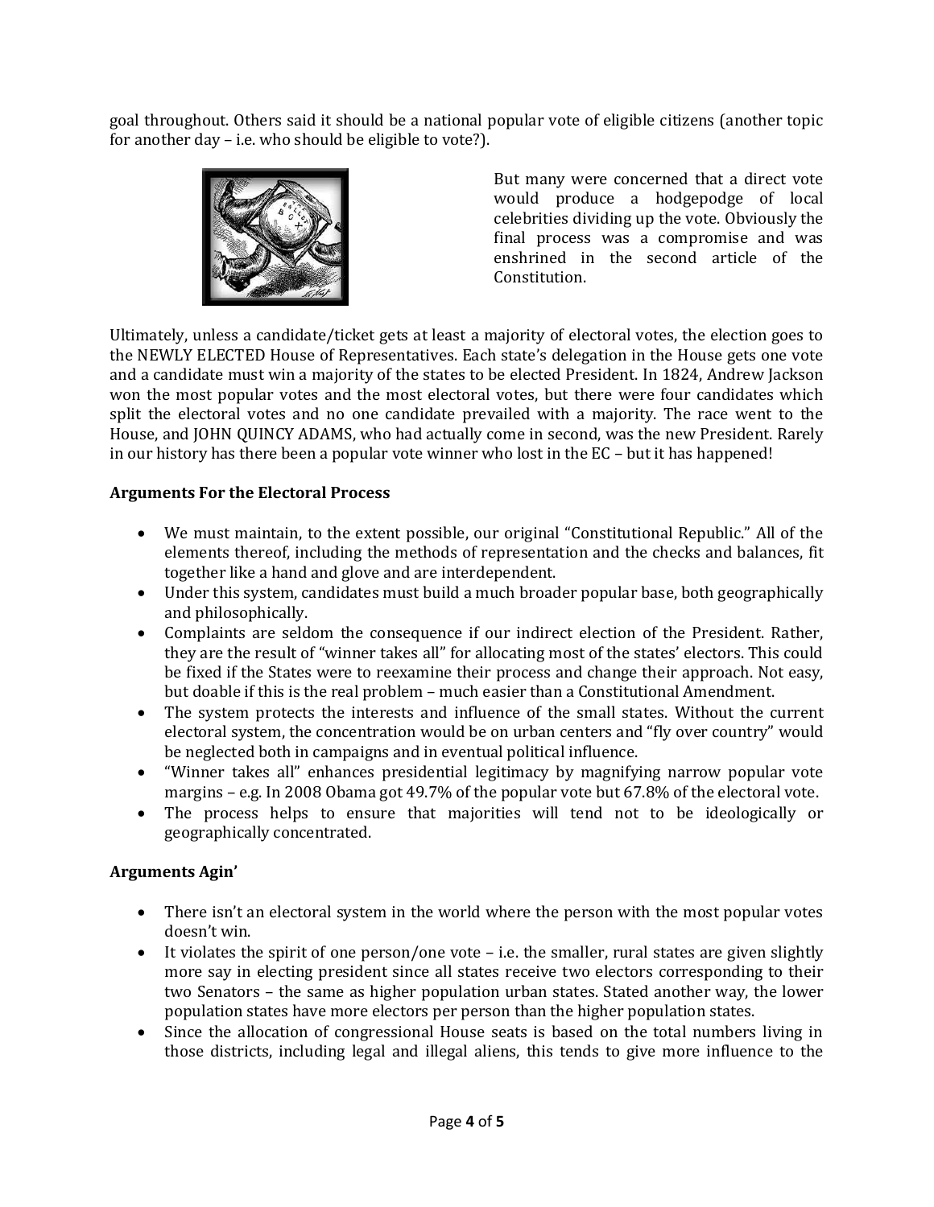goal throughout. Others said it should be a national popular vote of eligible citizens (another topic for another day – i.e. who should be eligible to vote?).

But many were concerned that a direct vote would produce a hodgepodge of local celebrities dividing up the vote. Obviously the final process was a compromise and was enshrined in the second article of the Constitution.

Ultimately, unless a candidate/ticket gets at least a majority of electoral votes, the election goes to the NEWLY ELECTED House of Representatives. Each state's delegation in the House gets one vote and a candidate must win a majority of the states to be elected President. In 1824, Andrew Jackson won the most popular votes and the most electoral votes, but there were four candidates which split the electoral votes and no one candidate prevailed with a majority. The race went to the House, and JOHN QUINCY ADAMS, who had actually come in second, was the new President. Rarely in our history has there been a popular vote winner who lost in the EC – but it has happened!

**Arguments For the Electoral Process**

- We must maintain, to the extent possible, our original "Constitutional Republic." All of the elements thereof, including the methods of representation and the checks and balances, fit together like a hand and glove and are interdependent.
- Under this system, candidates must build a much broader popular base, both geographically and philosophically.
- Complaints are seldom the consequence if our indirect election of the President. Rather, they are the result of "winner takes all" for allocating most of the states' electors. This could be fixed if the States were to reexamine their process and change their approach. Not easy, but doable if this is the real problem – much easier than a Constitutional Amendment.
- The system protects the interests and influence of the small states. Without the current electoral system, the concentration would be on urban centers and "fly over country" would be neglected both in campaigns and in eventual political influence.
- "Winner takes all" enhances presidential legitimacy by magnifying narrow popular vote margins – e.g. In 2008 Obama got 49.7% of the popular vote but 67.8% of the electoral vote.
- The process helps to ensure that majorities will tend not to be ideologically or geographically concentrated.

**Arguments Agin'**

- There isn't an electoral system in the world where the person with the most popular votes doesn't win.
- It violates the spirit of one person/one vote – i.e. the smaller, rural states are given slightly more say in electing president since all states receive two electors corresponding to their two Senators – the same as higher population urban states. Stated another way, the lower population states have more electors per person than the higher population states.
- Since the allocation of congressional House seats is based on the total numbers living in those districts, including legal and illegal aliens, this tends to give more influence to the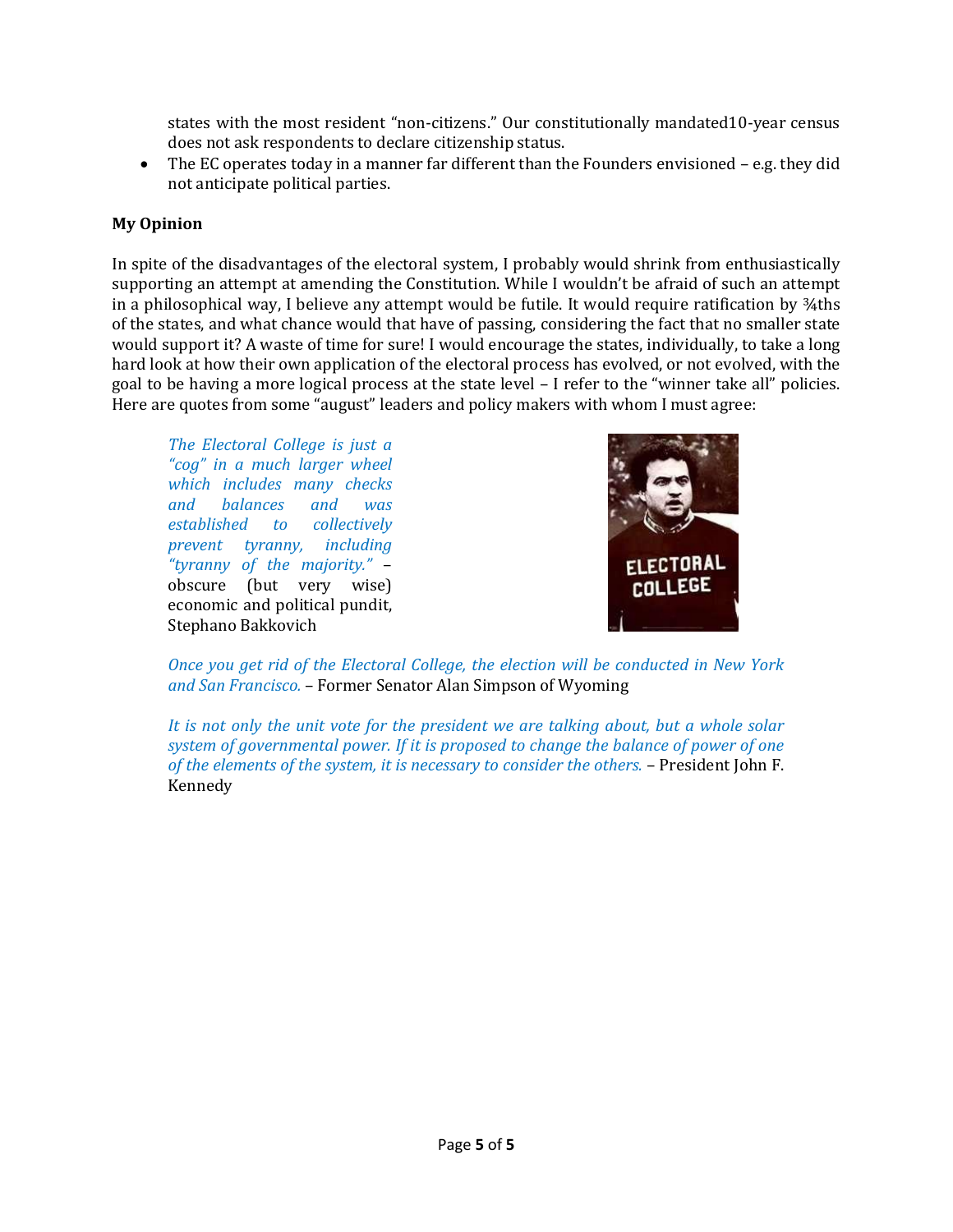states with the most resident "non-citizens." Our constitutionally mandated10-year census does not ask respondents to declare citizenship status.

- The EC operates today in a manner far different than the Founders envisioned – e.g. they did not anticipate political parties.

**My Opinion**

In spite of the disadvantages of the electoral system, I probably would shrink from enthusiastically supporting an attempt at amending the Constitution. While I wouldn't be afraid of such an attempt in a philosophical way, I believe any attempt would be futile. It would require ratification by ¾ths of the states, and what chance would that have of passing, considering the fact that no smaller state would support it? A waste of time for sure! I would encourage the states, individually, to take a long hard look at how their own application of the electoral process has evolved, or not evolved, with the goal to be having a more logical process at the state level – I refer to the "winner take all" policies. Here are quotes from some "august" leaders and policy makers with whom I must agree:

> *The Electoral College is just a "cog" in a much larger wheel which includes many checks and balances and was established to collectively prevent tyranny, including "tyranny of the majority."* – obscure (but very wise) economic and political pundit, Stephano Bakkovich

> *Once you get rid of the Electoral College, the election will be conducted in New York and San Francisco.* – Former Senator Alan Simpson of Wyoming

> *It is not only the unit vote for the president we are talking about, but a whole solar system of governmental power. If it is proposed to change the balance of power of one of the elements of the system, it is necessary to consider the others.* – President John F. Kennedy